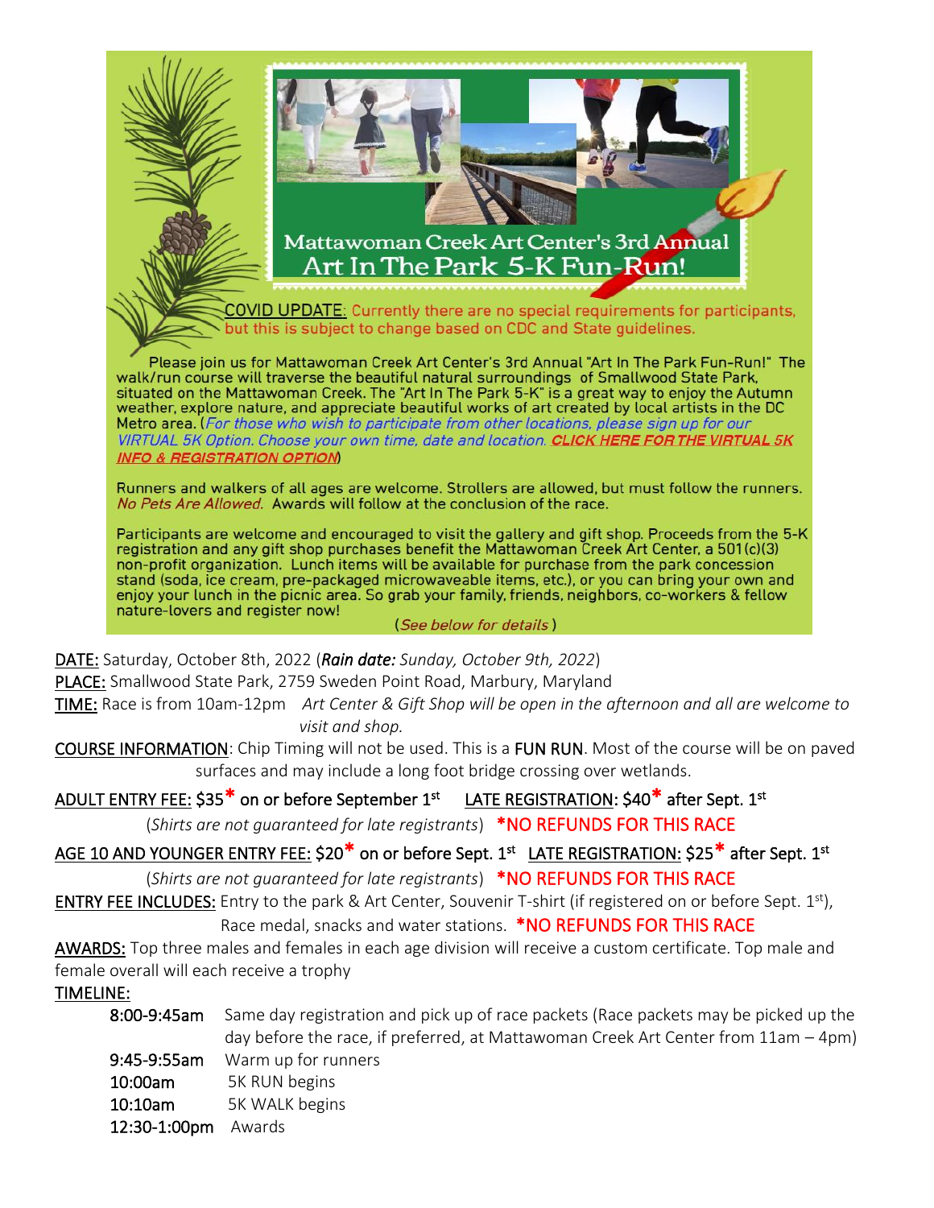# Mattawoman Creek Art Center's 3rd Annual Art In The Park 5-K Fun-Run!

COVID UPDATE: Currently there are no special requirements for participants, but this is subject to change based on CDC and State guidelines.

Please join us for Mattawoman Creek Art Center's 3rd Annual "Art In The Park Fun-Run!" The walk/run course will traverse the beautiful natural surroundings of Smallwood State Park, situated on the Mattawoman Creek. The "Art In The Park 5-K" is a great way to enjoy the Autumn weather, explore nature, and appreciate beautiful works of art created by local artists in the DC Metro area. (*For those who wish to participate from other locations, please sign up for our VIRTUAL 5K Option. Choose your own time, date and location.* ***CLICK HERE FOR THE VIRTUAL 5K INFO & REGISTRATION OPTION***)

Runners and walkers of all ages are welcome. Strollers are allowed, but must follow the runners. *No Pets Are Allowed.* Awards will follow at the conclusion of the race.

Participants are welcome and encouraged to visit the gallery and gift shop. Proceeds from the 5-K registration and any gift shop purchases benefit the Mattawoman Creek Art Center, a 501(c)(3) non-profit organization. Lunch items will be available for purchase from the park concession stand (soda, ice cream, pre-packaged microwaveable items, etc.), or you can bring your own and enjoy your lunch in the picnic area. So grab your family, friends, neighbors, co-workers & fellow nature-lovers and register now!

(*See below for details*)

DATE: Saturday, October 8th, 2022 (***Rain date:*** *Sunday, October 9th, 2022*)

PLACE: Smallwood State Park, 2759 Sweden Point Road, Marbury, Maryland

TIME: Race is from 10am-12pm *Art Center & Gift Shop will be open in the afternoon and all are welcome to visit and shop.*

COURSE INFORMATION: Chip Timing will not be used. This is a FUN RUN. Most of the course will be on paved surfaces and may include a long foot bridge crossing over wetlands.

ADULT ENTRY FEE: $35* on or before September 1st LATE REGISTRATION: $40* after Sept. 1st

(*Shirts are not guaranteed for late registrants*) *NO REFUNDS FOR THIS RACE

AGE 10 AND YOUNGER ENTRY FEE: $20* on or before Sept. 1st LATE REGISTRATION: $25* after Sept. 1st

(*Shirts are not guaranteed for late registrants*) *NO REFUNDS FOR THIS RACE

ENTRY FEE INCLUDES: Entry to the park & Art Center, Souvenir T-shirt (if registered on or before Sept. 1st), Race medal, snacks and water stations. *NO REFUNDS FOR THIS RACE

AWARDS: Top three males and females in each age division will receive a custom certificate. Top male and female overall will each receive a trophy

TIMELINE:

| | |
|---|---|
| 8:00-9:45am | Same day registration and pick up of race packets (Race packets may be picked up the day before the race, if preferred, at Mattawoman Creek Art Center from 11am – 4pm) |
| 9:45-9:55am | Warm up for runners |
| 10:00am | 5K RUN begins |
| 10:10am | 5K WALK begins |
| 12:30-1:00pm | Awards |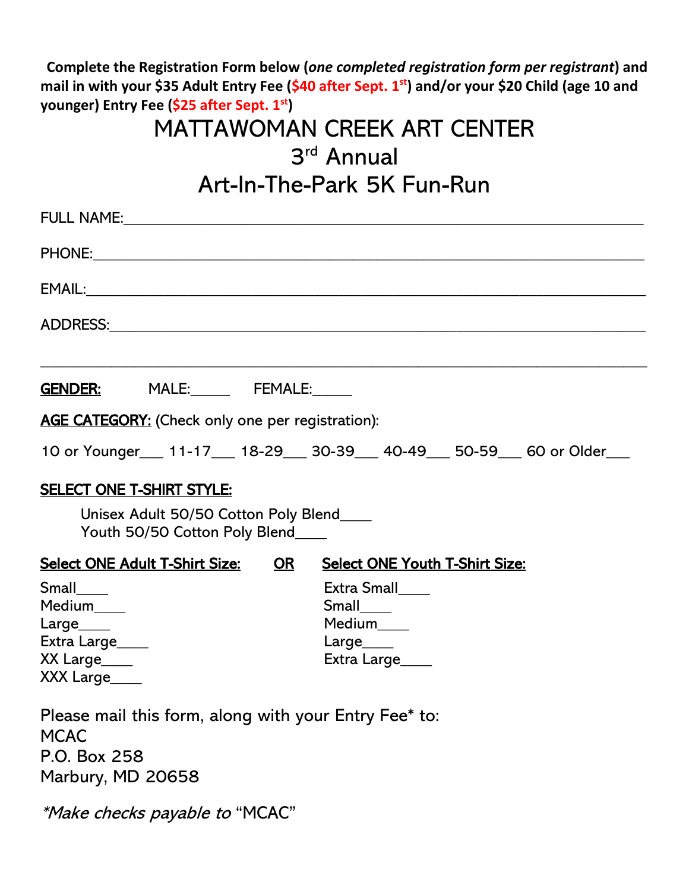**Complete the Registration Form below (*one completed registration form per registrant*) and mail in with your $35 Adult Entry Fee ($40 after Sept. 1st) and/or your $20 Child (age 10 and younger) Entry Fee ($25 after Sept. 1st)**

# MATTAWOMAN CREEK ART CENTER

# 3rd Annual

# Art-In-The-Park 5K Fun-Run

FULL NAME:____________________________________________________________

PHONE:_______________________________________________________________

EMAIL:_______________________________________________________________

ADDRESS:_____________________________________________________________

______________________________________________________________________

**GENDER:** MALE:_____ FEMALE:_____

**AGE CATEGORY:** (Check only one per registration):

10 or Younger___ 11-17___ 18-29___ 30-39___ 40-49___ 50-59___ 60 or Older___

**SELECT ONE T-SHIRT STYLE:**

Unisex Adult 50/50 Cotton Poly Blend____
Youth 50/50 Cotton Poly Blend____

**Select ONE Adult T-Shirt Size:** **OR** **Select ONE Youth T-Shirt Size:**

Small____
Medium____
Large____
Extra Large____
XX Large____
XXX Large____

Extra Small____
Small____
Medium____
Large____
Extra Large____

Please mail this form, along with your Entry Fee* to:
MCAC
P.O. Box 258
Marbury, MD 20658

*\*Make checks payable to* "MCAC"